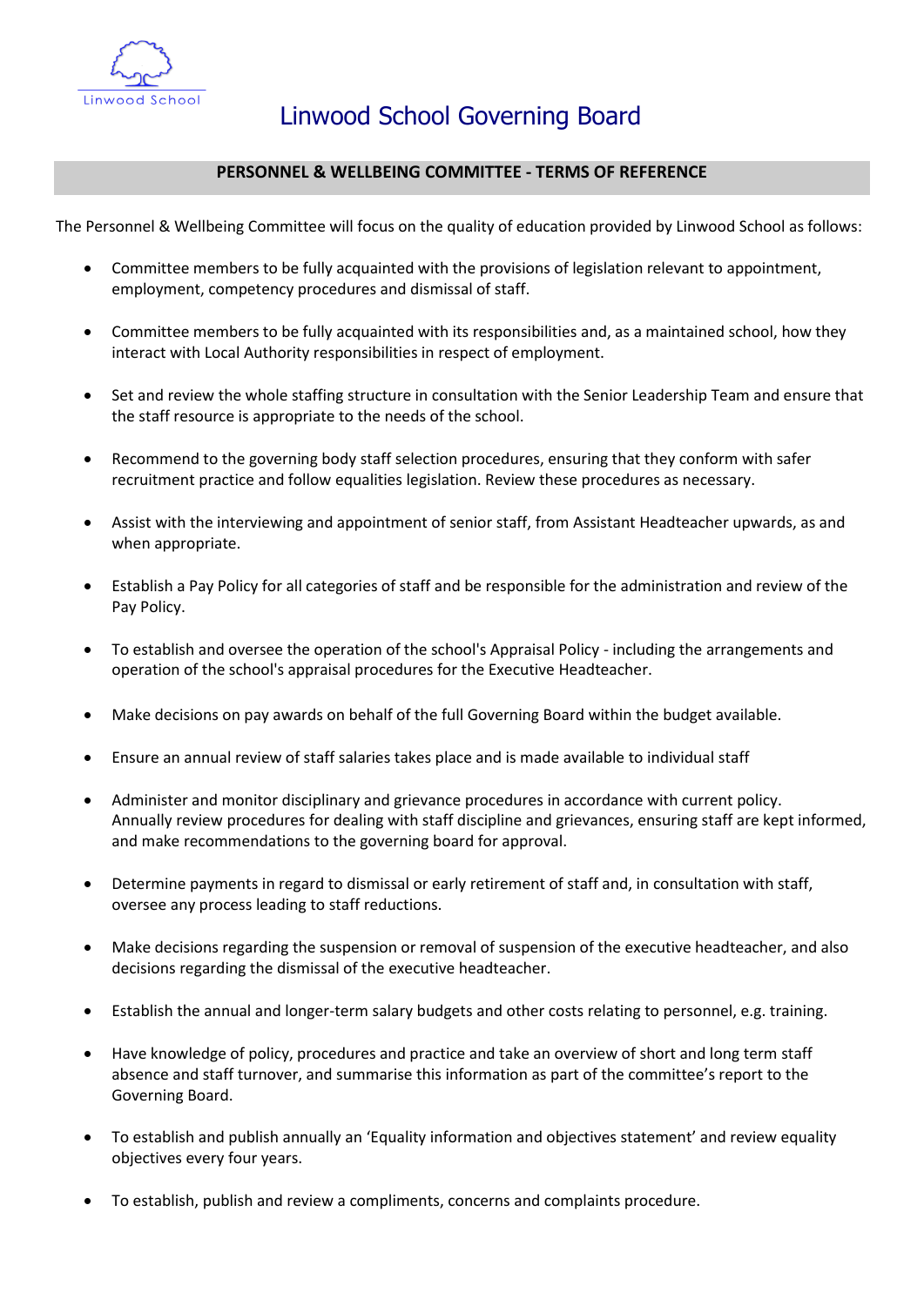Linwood School

# Linwood School Governing Board

## PERSONNEL & WELLBEING COMMITTEE - TERMS OF REFERENCE

The Personnel & Wellbeing Committee will focus on the quality of education provided by Linwood School as follows:

- Committee members to be fully acquainted with the provisions of legislation relevant to appointment, employment, competency procedures and dismissal of staff.
- Committee members to be fully acquainted with its responsibilities and, as a maintained school, how they interact with Local Authority responsibilities in respect of employment.
- Set and review the whole staffing structure in consultation with the Senior Leadership Team and ensure that the staff resource is appropriate to the needs of the school.
- Recommend to the governing body staff selection procedures, ensuring that they conform with safer recruitment practice and follow equalities legislation. Review these procedures as necessary.
- Assist with the interviewing and appointment of senior staff, from Assistant Headteacher upwards, as and when appropriate.
- Establish a Pay Policy for all categories of staff and be responsible for the administration and review of the Pay Policy.
- To establish and oversee the operation of the school's Appraisal Policy - including the arrangements and operation of the school's appraisal procedures for the Executive Headteacher.
- Make decisions on pay awards on behalf of the full Governing Board within the budget available.
- Ensure an annual review of staff salaries takes place and is made available to individual staff
- Administer and monitor disciplinary and grievance procedures in accordance with current policy. Annually review procedures for dealing with staff discipline and grievances, ensuring staff are kept informed, and make recommendations to the governing board for approval.
- Determine payments in regard to dismissal or early retirement of staff and, in consultation with staff, oversee any process leading to staff reductions.
- Make decisions regarding the suspension or removal of suspension of the executive headteacher, and also decisions regarding the dismissal of the executive headteacher.
- Establish the annual and longer-term salary budgets and other costs relating to personnel, e.g. training.
- Have knowledge of policy, procedures and practice and take an overview of short and long term staff absence and staff turnover, and summarise this information as part of the committee's report to the Governing Board.
- To establish and publish annually an 'Equality information and objectives statement' and review equality objectives every four years.
- To establish, publish and review a compliments, concerns and complaints procedure.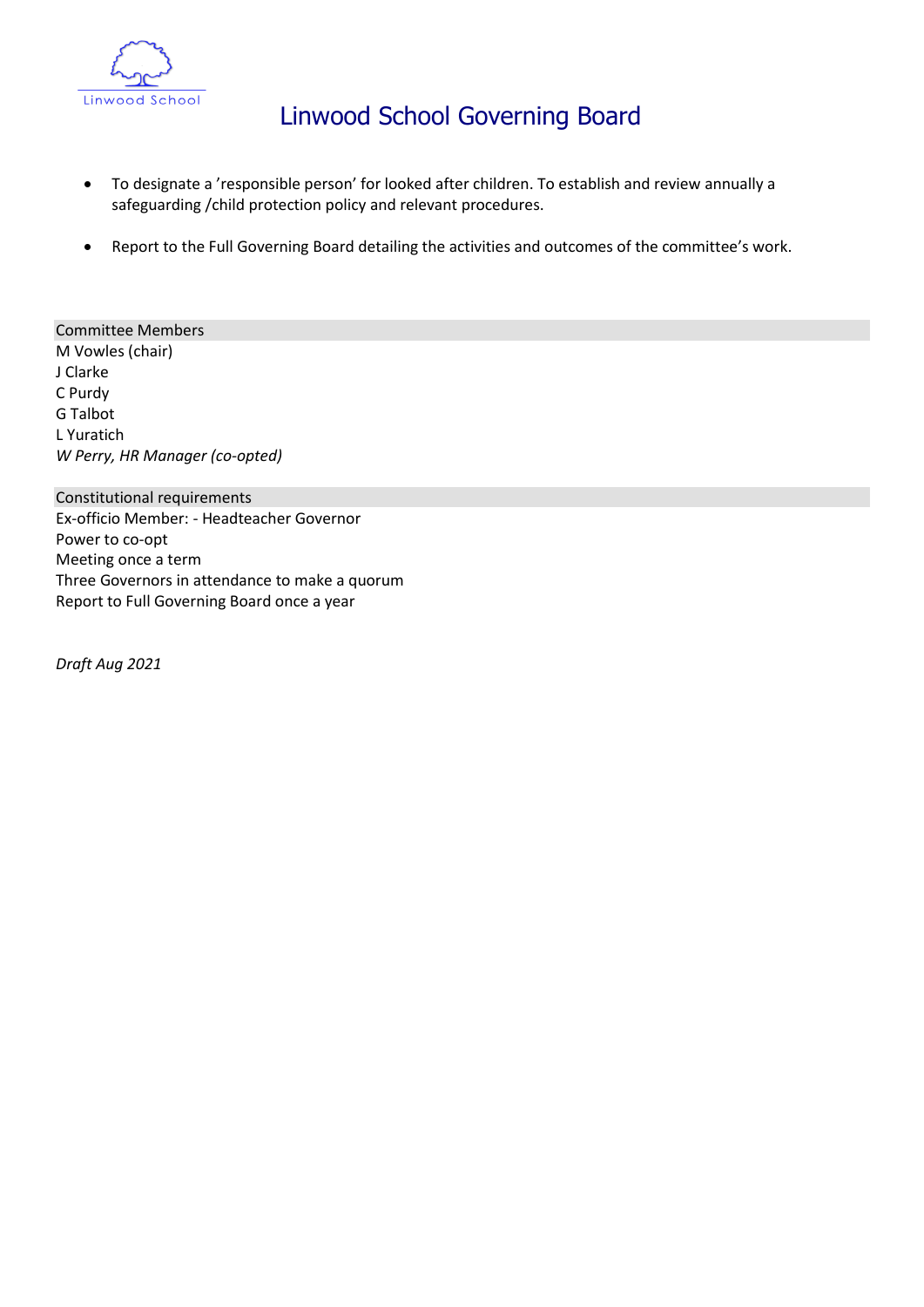- To designate a 'responsible person' for looked after children. To establish and review annually a safeguarding /child protection policy and relevant procedures.
- Report to the Full Governing Board detailing the activities and outcomes of the committee's work.

Committee Members

M Vowles (chair)
J Clarke
C Purdy
G Talbot
L Yuratich
*W Perry, HR Manager (co-opted)*

Constitutional requirements

Ex-officio Member: - Headteacher Governor
Power to co-opt
Meeting once a term
Three Governors in attendance to make a quorum
Report to Full Governing Board once a year

*Draft Aug 2021*